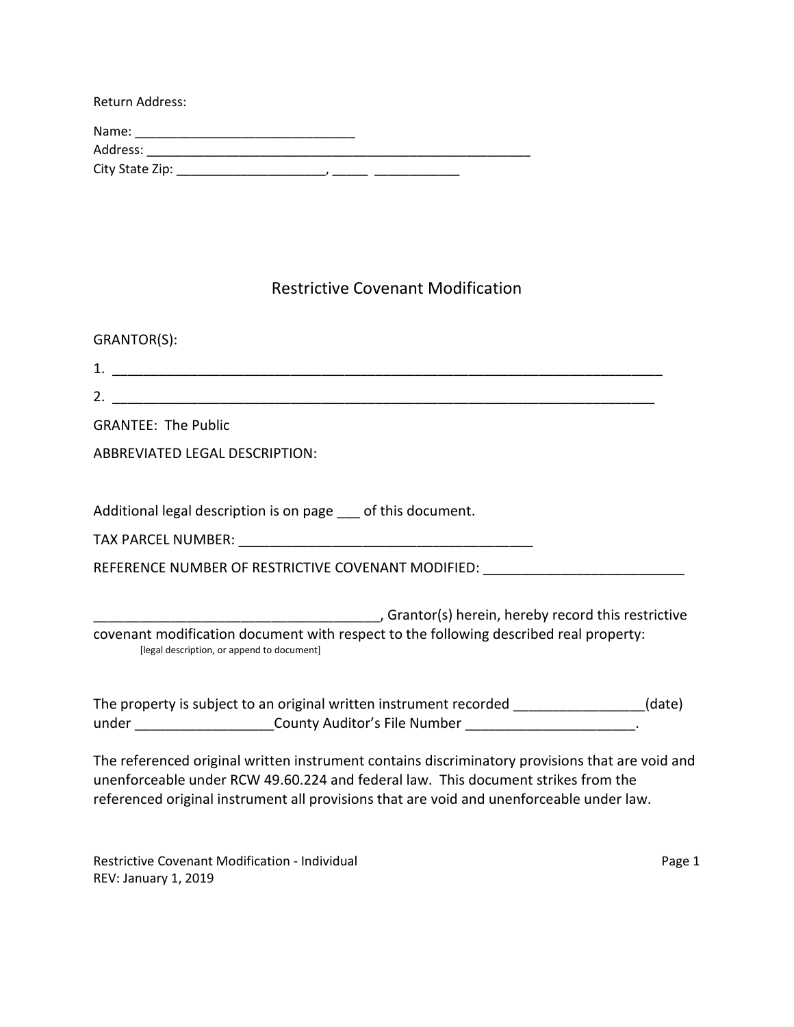Return Address:

Name: _______________________________
Address: _____________________________________________________
City State Zip: _____________________, _____ ____________

# Restrictive Covenant Modification

GRANTOR(S):

1. ___________________________________________________________________________

2. __________________________________________________________________________

GRANTEE: The Public

ABBREVIATED LEGAL DESCRIPTION:

Additional legal description is on page ___ of this document.

TAX PARCEL NUMBER: ______________________________________

REFERENCE NUMBER OF RESTRICTIVE COVENANT MODIFIED: __________________________

____________________________________, Grantor(s) herein, hereby record this restrictive covenant modification document with respect to the following described real property:
[legal description, or append to document]

The property is subject to an original written instrument recorded _________________(date) under __________________County Auditor's File Number ______________________.

The referenced original written instrument contains discriminatory provisions that are void and unenforceable under RCW 49.60.224 and federal law. This document strikes from the referenced original instrument all provisions that are void and unenforceable under law.

Restrictive Covenant Modification - Individual
REV: January 1, 2019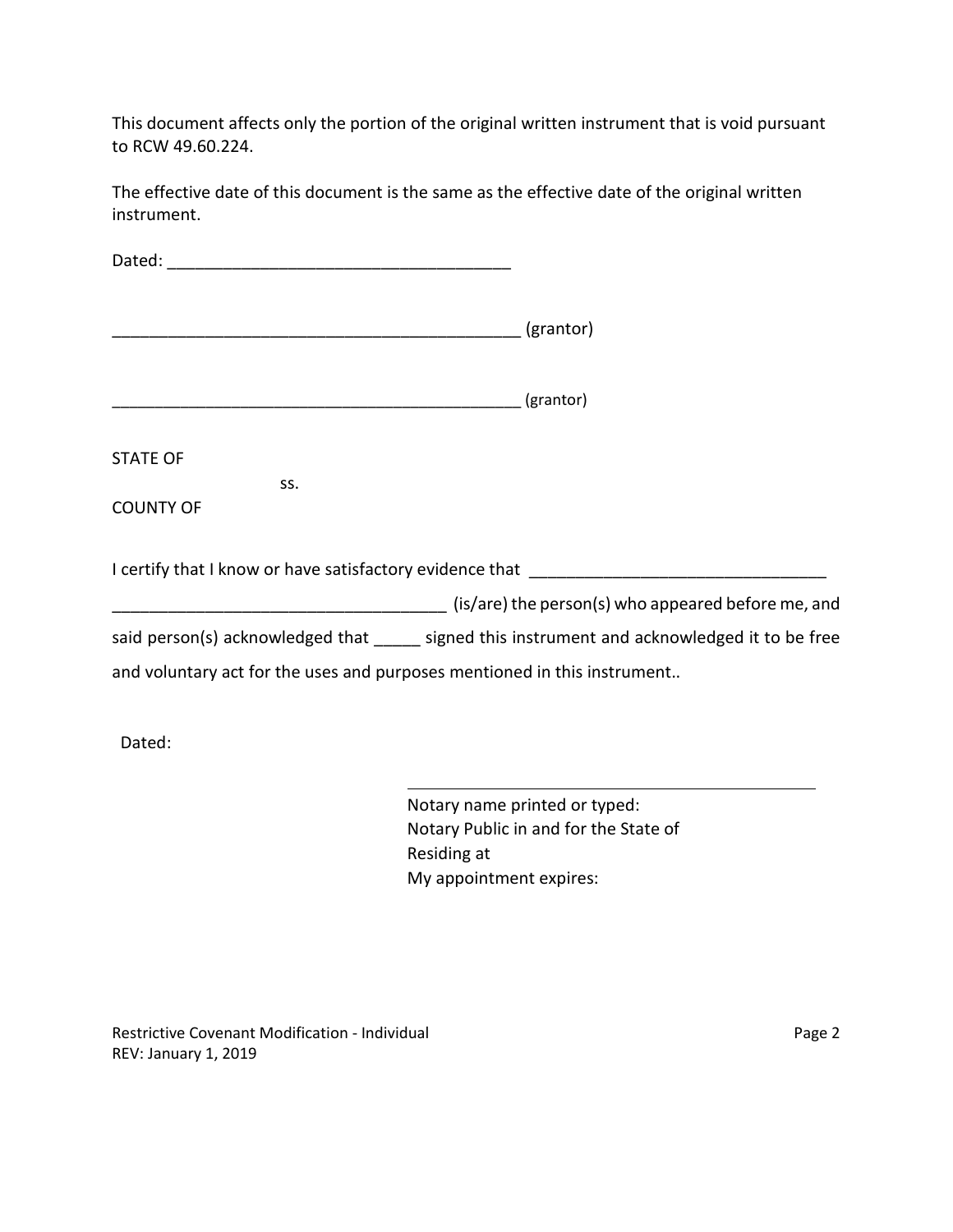This document affects only the portion of the original written instrument that is void pursuant to RCW 49.60.224.

The effective date of this document is the same as the effective date of the original written instrument.

Dated: _____________________________________

_____________________________________________ (grantor)

_____________________________________________ (grantor)

STATE OF

ss.

COUNTY OF

I certify that I know or have satisfactory evidence that _______________________________ __________________________________ (is/are) the person(s) who appeared before me, and said person(s) acknowledged that _____ signed this instrument and acknowledged it to be free and voluntary act for the uses and purposes mentioned in this instrument..

Dated:

_____________________________________________

Notary name printed or typed:
Notary Public in and for the State of
Residing at
My appointment expires:

Restrictive Covenant Modification - Individual
REV: January 1, 2019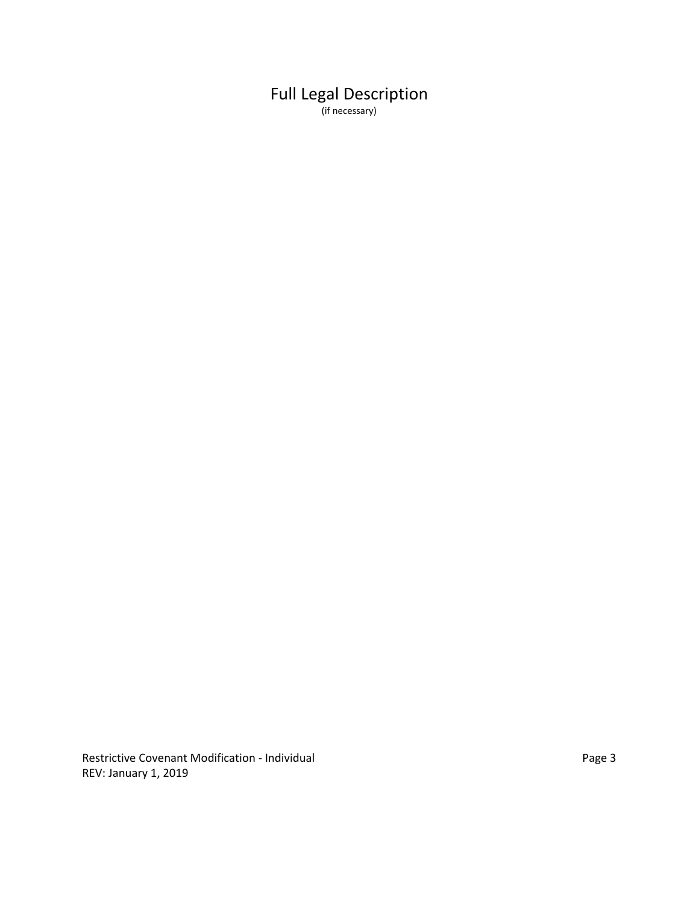# Full Legal Description

(if necessary)